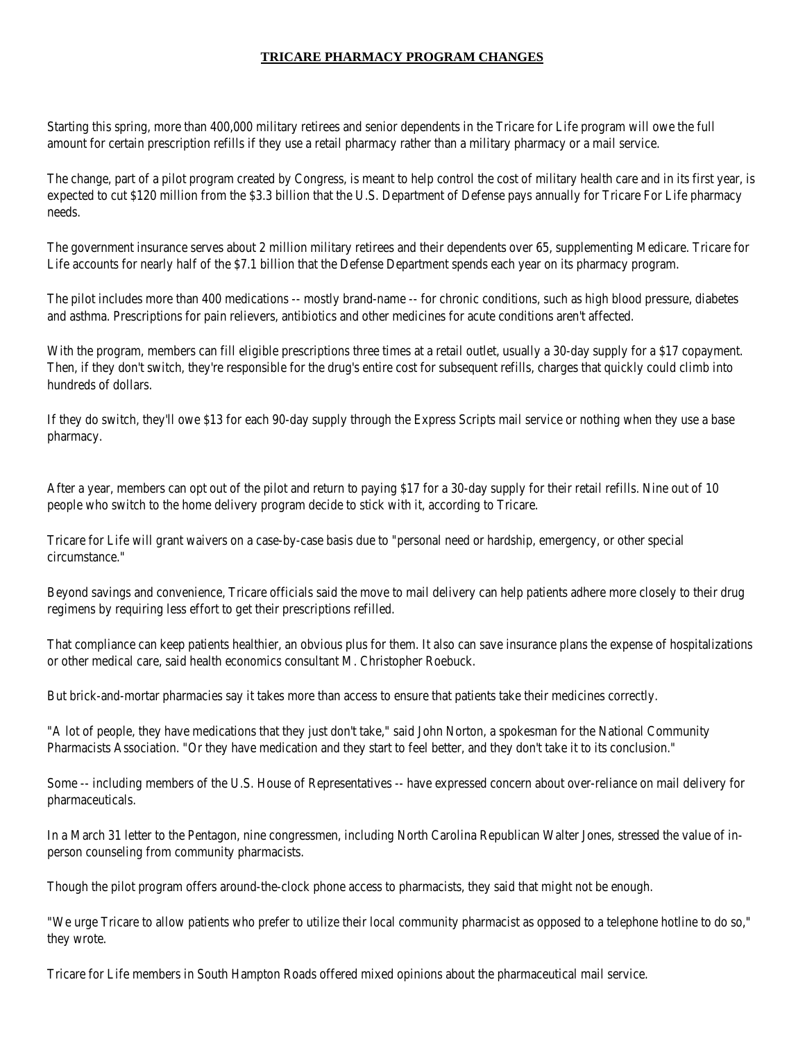# TRICARE PHARMACY PROGRAM CHANGES

Starting this spring, more than 400,000 military retirees and senior dependents in the Tricare for Life program will owe the full amount for certain prescription refills if they use a retail pharmacy rather than a military pharmacy or a mail service.

The change, part of a pilot program created by Congress, is meant to help control the cost of military health care and in its first year, is expected to cut $120 million from the $3.3 billion that the U.S. Department of Defense pays annually for Tricare For Life pharmacy needs.

The government insurance serves about 2 million military retirees and their dependents over 65, supplementing Medicare. Tricare for Life accounts for nearly half of the $7.1 billion that the Defense Department spends each year on its pharmacy program.

The pilot includes more than 400 medications -- mostly brand-name -- for chronic conditions, such as high blood pressure, diabetes and asthma. Prescriptions for pain relievers, antibiotics and other medicines for acute conditions aren't affected.

With the program, members can fill eligible prescriptions three times at a retail outlet, usually a 30-day supply for a $17 copayment. Then, if they don't switch, they're responsible for the drug's entire cost for subsequent refills, charges that quickly could climb into hundreds of dollars.

If they do switch, they'll owe $13 for each 90-day supply through the Express Scripts mail service or nothing when they use a base pharmacy.

After a year, members can opt out of the pilot and return to paying $17 for a 30-day supply for their retail refills. Nine out of 10 people who switch to the home delivery program decide to stick with it, according to Tricare.

Tricare for Life will grant waivers on a case-by-case basis due to "personal need or hardship, emergency, or other special circumstance."

Beyond savings and convenience, Tricare officials said the move to mail delivery can help patients adhere more closely to their drug regimens by requiring less effort to get their prescriptions refilled.

That compliance can keep patients healthier, an obvious plus for them. It also can save insurance plans the expense of hospitalizations or other medical care, said health economics consultant M. Christopher Roebuck.

But brick-and-mortar pharmacies say it takes more than access to ensure that patients take their medicines correctly.

"A lot of people, they have medications that they just don't take," said John Norton, a spokesman for the National Community Pharmacists Association. "Or they have medication and they start to feel better, and they don't take it to its conclusion."

Some -- including members of the U.S. House of Representatives -- have expressed concern about over-reliance on mail delivery for pharmaceuticals.

In a March 31 letter to the Pentagon, nine congressmen, including North Carolina Republican Walter Jones, stressed the value of in-person counseling from community pharmacists.

Though the pilot program offers around-the-clock phone access to pharmacists, they said that might not be enough.

"We urge Tricare to allow patients who prefer to utilize their local community pharmacist as opposed to a telephone hotline to do so," they wrote.

Tricare for Life members in South Hampton Roads offered mixed opinions about the pharmaceutical mail service.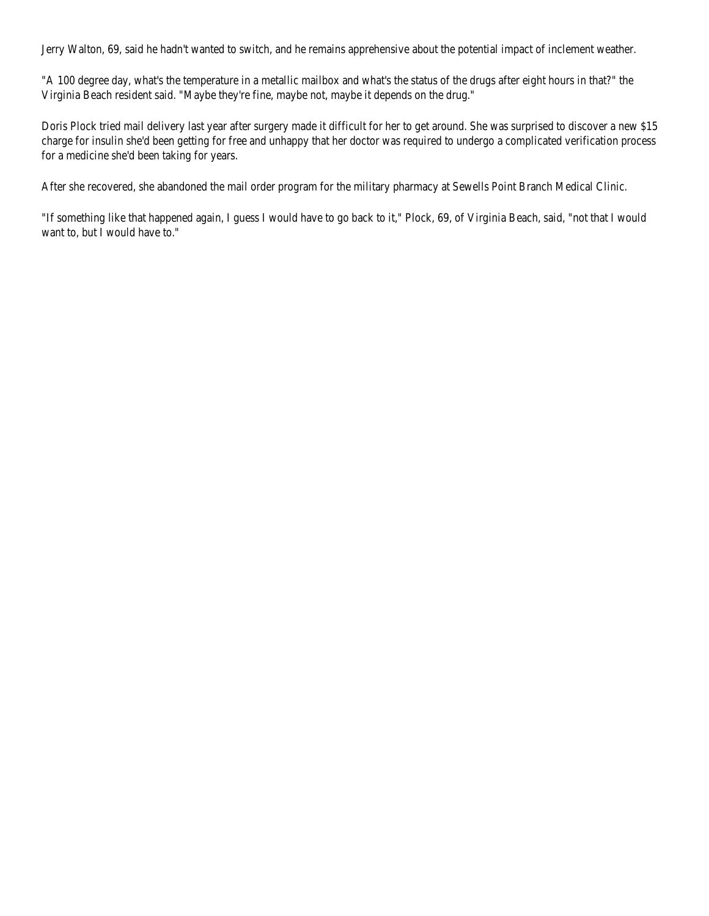Jerry Walton, 69, said he hadn't wanted to switch, and he remains apprehensive about the potential impact of inclement weather.

"A 100 degree day, what's the temperature in a metallic mailbox and what's the status of the drugs after eight hours in that?" the Virginia Beach resident said. "Maybe they're fine, maybe not, maybe it depends on the drug."

Doris Plock tried mail delivery last year after surgery made it difficult for her to get around. She was surprised to discover a new $15 charge for insulin she'd been getting for free and unhappy that her doctor was required to undergo a complicated verification process for a medicine she'd been taking for years.

After she recovered, she abandoned the mail order program for the military pharmacy at Sewells Point Branch Medical Clinic.

"If something like that happened again, I guess I would have to go back to it," Plock, 69, of Virginia Beach, said, "not that I would want to, but I would have to."